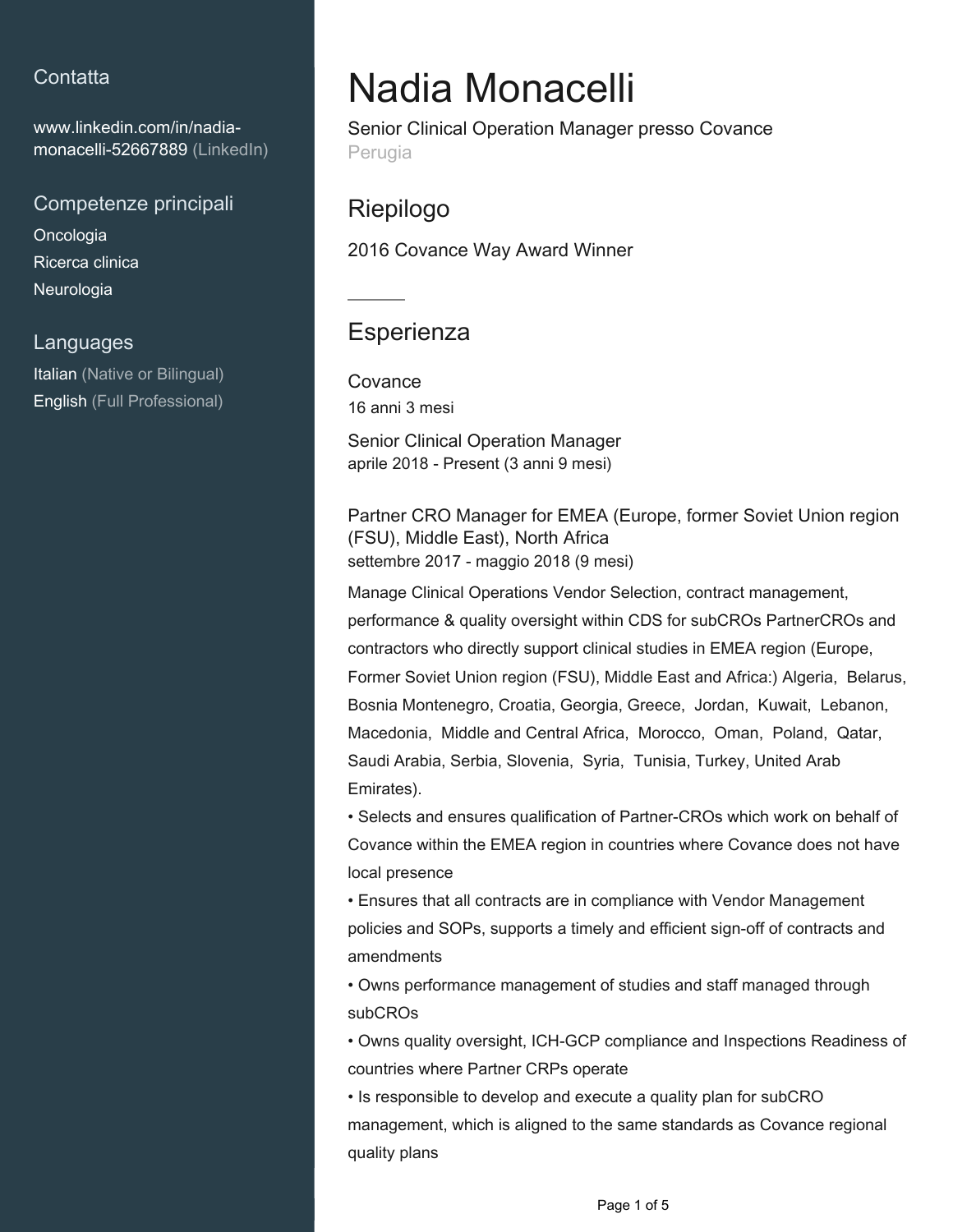## Contatta

www.linkedin.com/in/nadia-monacelli-52667889 (LinkedIn)

## Competenze principali

Oncologia
Ricerca clinica
Neurologia

## Languages

Italian (Native or Bilingual)
English (Full Professional)

# Nadia Monacelli

Senior Clinical Operation Manager presso Covance
Perugia

## Riepilogo

2016 Covance Way Award Winner

## Esperienza

### Covance

16 anni 3 mesi

**Senior Clinical Operation Manager**
aprile 2018 - Present (3 anni 9 mesi)

**Partner CRO Manager for EMEA (Europe, former Soviet Union region (FSU), Middle East), North Africa**
settembre 2017 - maggio 2018 (9 mesi)

Manage Clinical Operations Vendor Selection, contract management, performance & quality oversight within CDS for subCROs PartnerCROs and contractors who directly support clinical studies in EMEA region (Europe, Former Soviet Union region (FSU), Middle East and Africa:) Algeria, Belarus, Bosnia Montenegro, Croatia, Georgia, Greece, Jordan, Kuwait, Lebanon, Macedonia, Middle and Central Africa, Morocco, Oman, Poland, Qatar, Saudi Arabia, Serbia, Slovenia, Syria, Tunisia, Turkey, United Arab Emirates).

- Selects and ensures qualification of Partner-CROs which work on behalf of Covance within the EMEA region in countries where Covance does not have local presence
- Ensures that all contracts are in compliance with Vendor Management policies and SOPs, supports a timely and efficient sign-off of contracts and amendments
- Owns performance management of studies and staff managed through subCROs
- Owns quality oversight, ICH-GCP compliance and Inspections Readiness of countries where Partner CRPs operate
- Is responsible to develop and execute a quality plan for subCRO management, which is aligned to the same standards as Covance regional quality plans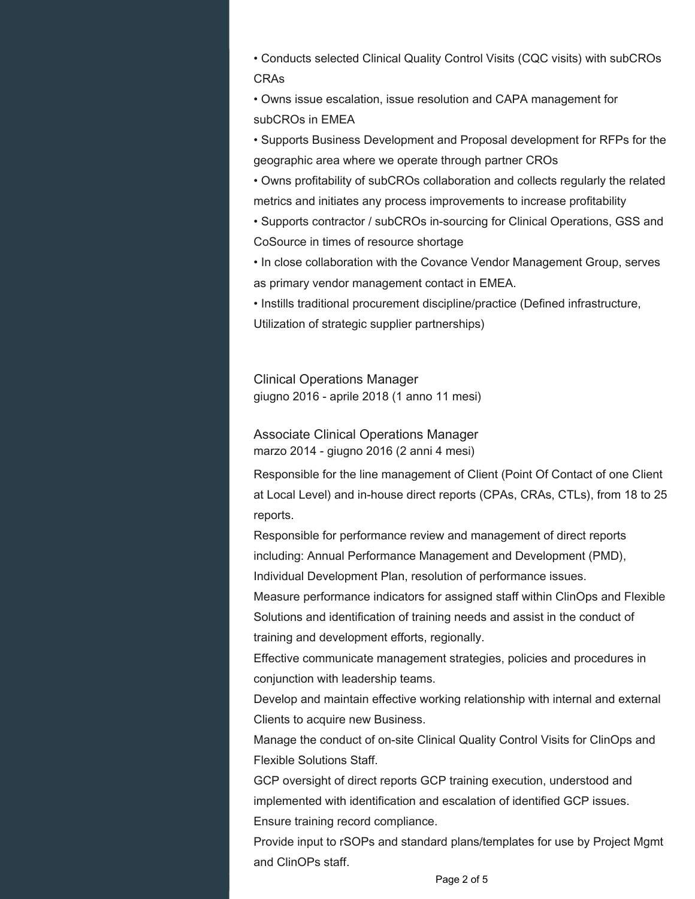- Conducts selected Clinical Quality Control Visits (CQC visits) with subCROs CRAs
- Owns issue escalation, issue resolution and CAPA management for subCROs in EMEA
- Supports Business Development and Proposal development for RFPs for the geographic area where we operate through partner CROs
- Owns profitability of subCROs collaboration and collects regularly the related metrics and initiates any process improvements to increase profitability
- Supports contractor / subCROs in-sourcing for Clinical Operations, GSS and CoSource in times of resource shortage
- In close collaboration with the Covance Vendor Management Group, serves as primary vendor management contact in EMEA.
- Instills traditional procurement discipline/practice (Defined infrastructure, Utilization of strategic supplier partnerships)

### Clinical Operations Manager

giugno 2016 - aprile 2018 (1 anno 11 mesi)

### Associate Clinical Operations Manager

marzo 2014 - giugno 2016 (2 anni 4 mesi)

Responsible for the line management of Client (Point Of Contact of one Client at Local Level) and in-house direct reports (CPAs, CRAs, CTLs), from 18 to 25 reports.

Responsible for performance review and management of direct reports including: Annual Performance Management and Development (PMD), Individual Development Plan, resolution of performance issues.

Measure performance indicators for assigned staff within ClinOps and Flexible Solutions and identification of training needs and assist in the conduct of training and development efforts, regionally.

Effective communicate management strategies, policies and procedures in conjunction with leadership teams.

Develop and maintain effective working relationship with internal and external Clients to acquire new Business.

Manage the conduct of on-site Clinical Quality Control Visits for ClinOps and Flexible Solutions Staff.

GCP oversight of direct reports GCP training execution, understood and implemented with identification and escalation of identified GCP issues.

Ensure training record compliance.

Provide input to rSOPs and standard plans/templates for use by Project Mgmt and ClinOPs staff.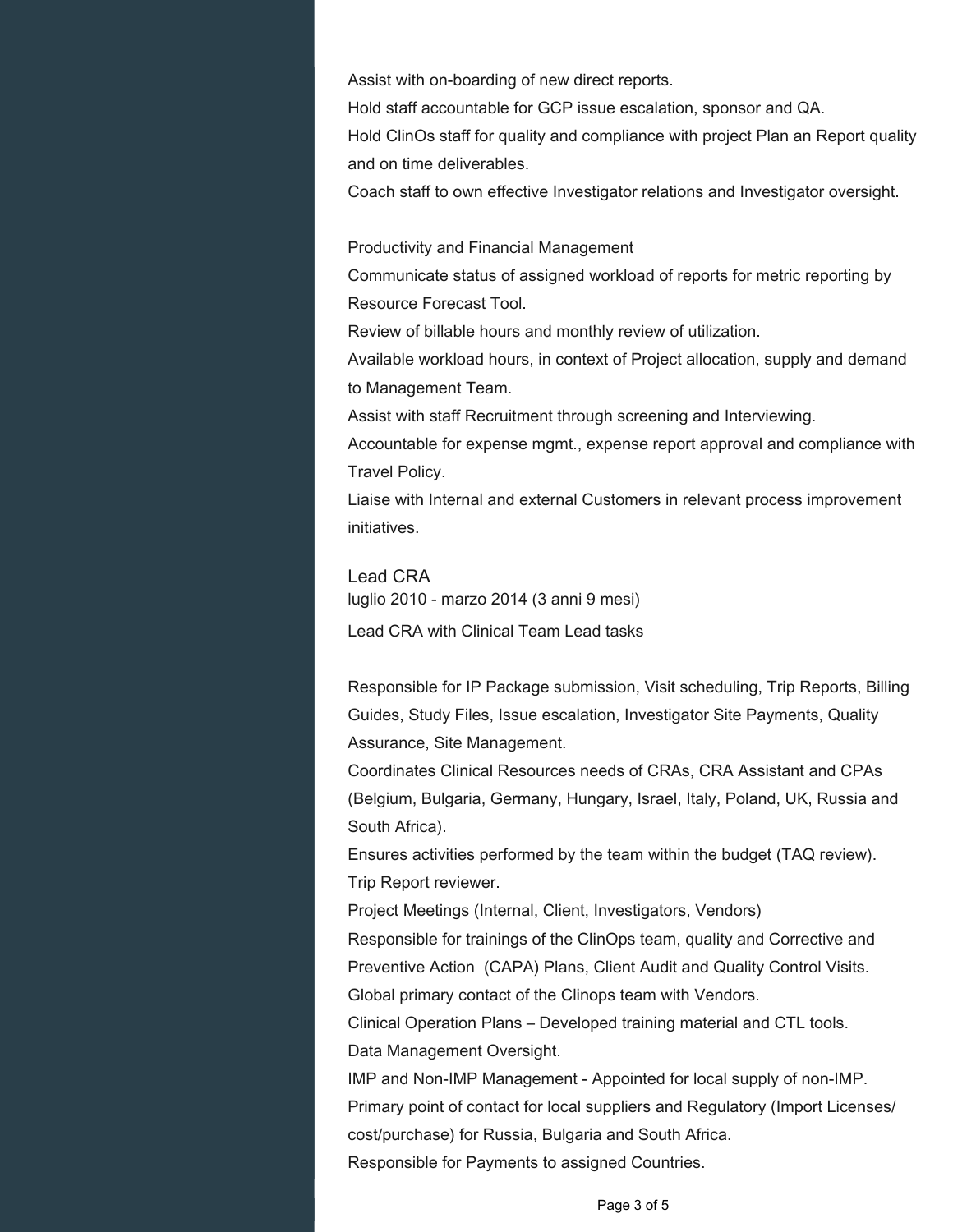Assist with on-boarding of new direct reports.
Hold staff accountable for GCP issue escalation, sponsor and QA.
Hold ClinOs staff for quality and compliance with project Plan an Report quality and on time deliverables.
Coach staff to own effective Investigator relations and Investigator oversight.

Productivity and Financial Management
Communicate status of assigned workload of reports for metric reporting by Resource Forecast Tool.
Review of billable hours and monthly review of utilization.
Available workload hours, in context of Project allocation, supply and demand to Management Team.
Assist with staff Recruitment through screening and Interviewing.
Accountable for expense mgmt., expense report approval and compliance with Travel Policy.
Liaise with Internal and external Customers in relevant process improvement initiatives.

### Lead CRA

luglio 2010 - marzo 2014 (3 anni 9 mesi)

Lead CRA with Clinical Team Lead tasks

Responsible for IP Package submission, Visit scheduling, Trip Reports, Billing Guides, Study Files, Issue escalation, Investigator Site Payments, Quality Assurance, Site Management.
Coordinates Clinical Resources needs of CRAs, CRA Assistant and CPAs (Belgium, Bulgaria, Germany, Hungary, Israel, Italy, Poland, UK, Russia and South Africa).
Ensures activities performed by the team within the budget (TAQ review).
Trip Report reviewer.
Project Meetings (Internal, Client, Investigators, Vendors)
Responsible for trainings of the ClinOps team, quality and Corrective and Preventive Action (CAPA) Plans, Client Audit and Quality Control Visits.
Global primary contact of the Clinops team with Vendors.
Clinical Operation Plans – Developed training material and CTL tools.
Data Management Oversight.
IMP and Non-IMP Management - Appointed for local supply of non-IMP.
Primary point of contact for local suppliers and Regulatory (Import Licenses/ cost/purchase) for Russia, Bulgaria and South Africa.
Responsible for Payments to assigned Countries.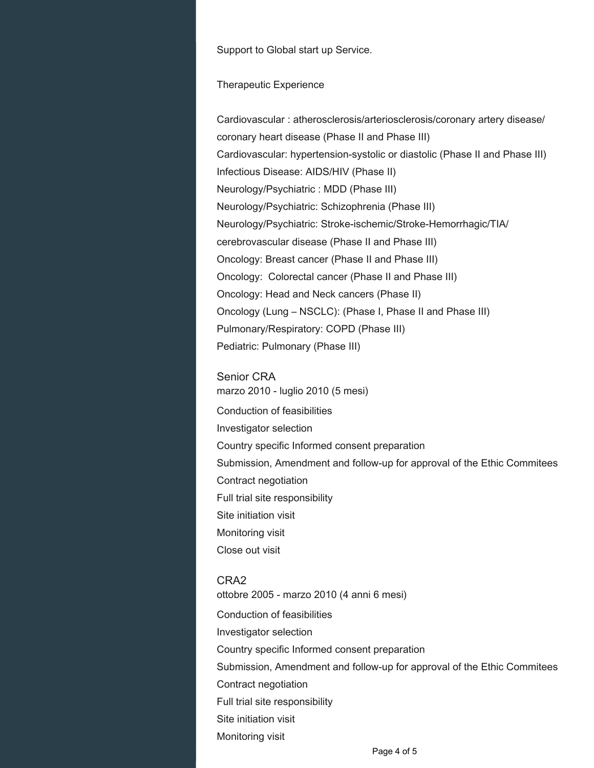Support to Global start up Service.

Therapeutic Experience

Cardiovascular : atherosclerosis/arteriosclerosis/coronary artery disease/ coronary heart disease (Phase II and Phase III)
Cardiovascular: hypertension-systolic or diastolic (Phase II and Phase III)
Infectious Disease: AIDS/HIV (Phase II)
Neurology/Psychiatric : MDD (Phase III)
Neurology/Psychiatric: Schizophrenia (Phase III)
Neurology/Psychiatric: Stroke-ischemic/Stroke-Hemorrhagic/TIA/ cerebrovascular disease (Phase II and Phase III)
Oncology: Breast cancer (Phase II and Phase III)
Oncology:  Colorectal cancer (Phase II and Phase III)
Oncology: Head and Neck cancers (Phase II)
Oncology (Lung – NSCLC): (Phase I, Phase II and Phase III)
Pulmonary/Respiratory: COPD (Phase III)
Pediatric: Pulmonary (Phase III)

### Senior CRA

marzo 2010 - luglio 2010 (5 mesi)

Conduction of feasibilities
Investigator selection
Country specific Informed consent preparation
Submission, Amendment and follow-up for approval of the Ethic Commitees
Contract negotiation
Full trial site responsibility
Site initiation visit
Monitoring visit
Close out visit

### CRA2

ottobre 2005 - marzo 2010 (4 anni 6 mesi)

Conduction of feasibilities
Investigator selection
Country specific Informed consent preparation
Submission, Amendment and follow-up for approval of the Ethic Commitees
Contract negotiation
Full trial site responsibility
Site initiation visit
Monitoring visit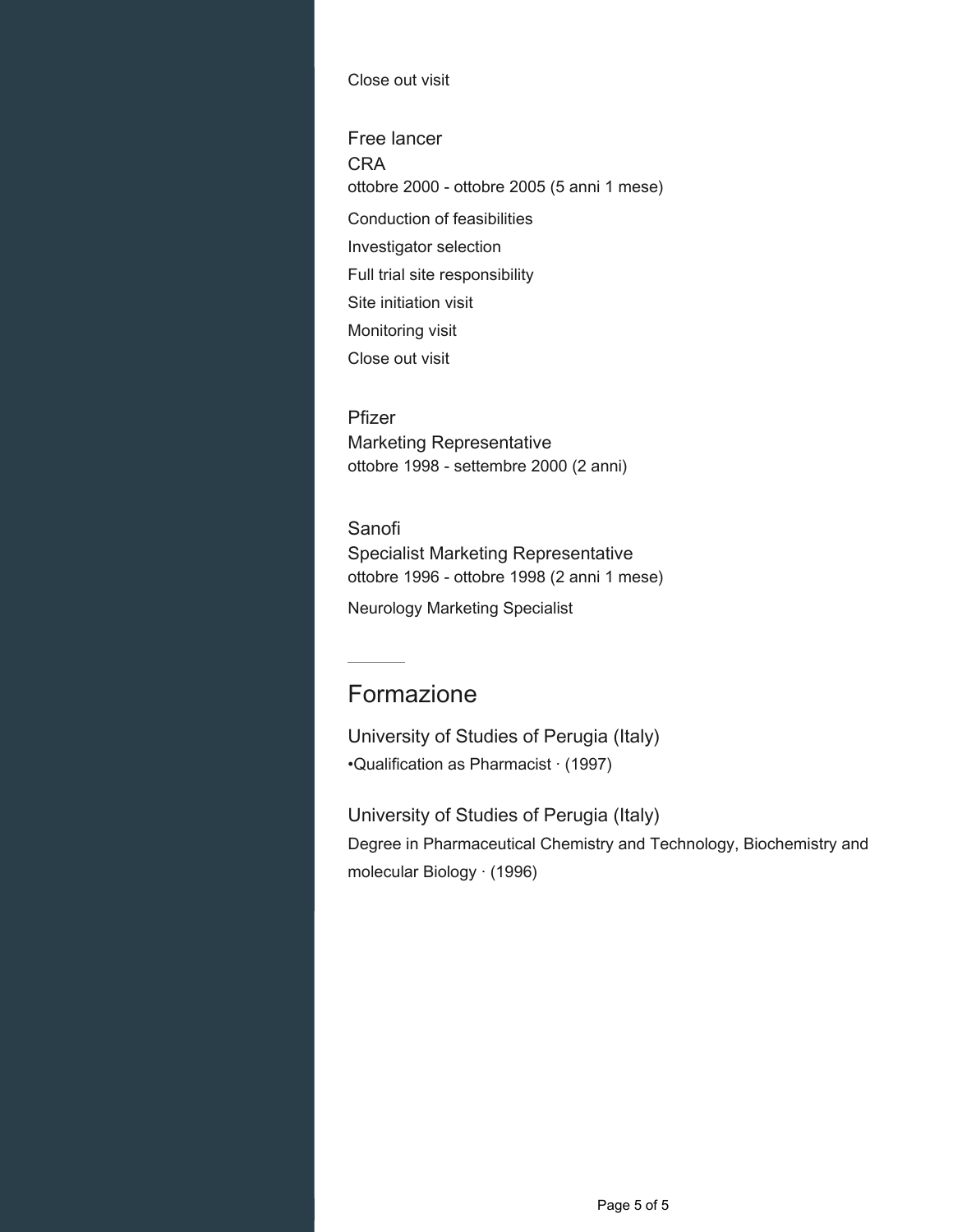Close out visit

Free lancer
CRA
ottobre 2000 - ottobre 2005 (5 anni 1 mese)

Conduction of feasibilities

Investigator selection

Full trial site responsibility

Site initiation visit

Monitoring visit

Close out visit

Pfizer
Marketing Representative
ottobre 1998 - settembre 2000 (2 anni)

Sanofi
Specialist Marketing Representative
ottobre 1996 - ottobre 1998 (2 anni 1 mese)

Neurology Marketing Specialist

## Formazione

University of Studies of Perugia (Italy)
•Qualification as Pharmacist · (1997)

University of Studies of Perugia (Italy)
Degree in Pharmaceutical Chemistry and Technology, Biochemistry and molecular Biology · (1996)